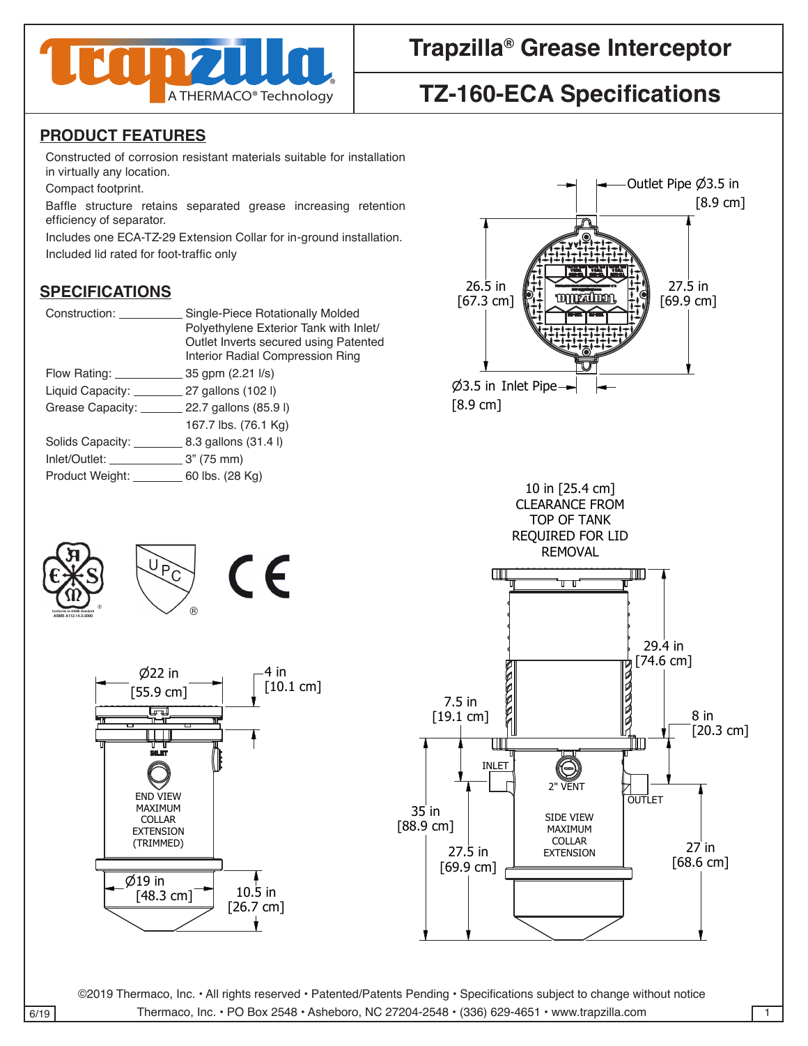# Trapzilla® Grease Interceptor

## TZ-160-ECA Specifications

Trapzilla
A THERMACO® Technology

## PRODUCT FEATURES

Constructed of corrosion resistant materials suitable for installation in virtually any location.

Compact footprint.

Baffle structure retains separated grease increasing retention efficiency of separator.

Includes one ECA-TZ-29 Extension Collar for in-ground installation.

Included lid rated for foot-traffic only

## SPECIFICATIONS

| | |
|---|---|
| Construction: | Single-Piece Rotationally Molded Polyethylene Exterior Tank with Inlet/Outlet Inverts secured using Patented Interior Radial Compression Ring |
| Flow Rating: | 35 gpm (2.21 l/s) |
| Liquid Capacity: | 27 gallons (102 l) |
| Grease Capacity: | 22.7 gallons (85.9 l)<br>167.7 lbs. (76.1 Kg) |
| Solids Capacity: | 8.3 gallons (31.4 l) |
| Inlet/Outlet: | 3" (75 mm) |
| Product Weight: | 60 lbs. (28 Kg) |

Conforms to ASME Standard ASME A112.14.3-2000

Outlet Pipe Ø3.5 in [8.9 cm]

26.5 in [67.3 cm]

27.5 in [69.9 cm]

Ø3.5 in Inlet Pipe [8.9 cm]

10 in [25.4 cm] CLEARANCE FROM TOP OF TANK REQUIRED FOR LID REMOVAL

Ø22 in [55.9 cm]

4 in [10.1 cm]

END VIEW MAXIMUM COLLAR EXTENSION (TRIMMED)

Ø19 in [48.3 cm]

10.5 in [26.7 cm]

29.4 in [74.6 cm]

7.5 in [19.1 cm]

8 in [20.3 cm]

INLET

2" VENT

OUTLET

35 in [88.9 cm]

SIDE VIEW MAXIMUM COLLAR EXTENSION

27.5 in [69.9 cm]

27 in [68.6 cm]

©2019 Thermaco, Inc. • All rights reserved • Patented/Patents Pending • Specifications subject to change without notice

Thermaco, Inc. • PO Box 2548 • Asheboro, NC 27204-2548 • (336) 629-4651 • www.trapzilla.com

6/19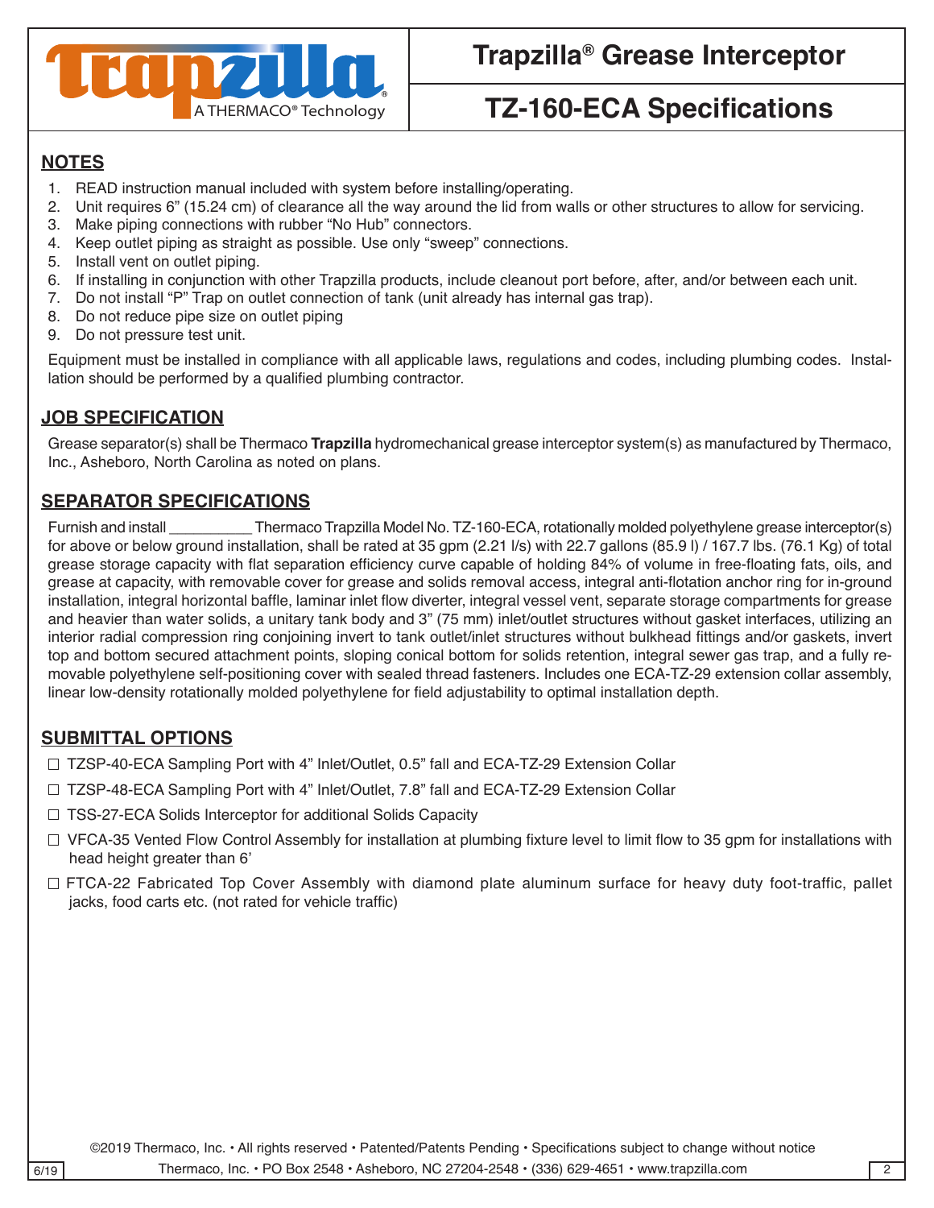# Trapzilla® Grease Interceptor

## TZ-160-ECA Specifications

### NOTES

1. READ instruction manual included with system before installing/operating.
2. Unit requires 6" (15.24 cm) of clearance all the way around the lid from walls or other structures to allow for servicing.
3. Make piping connections with rubber "No Hub" connectors.
4. Keep outlet piping as straight as possible. Use only "sweep" connections.
5. Install vent on outlet piping.
6. If installing in conjunction with other Trapzilla products, include cleanout port before, after, and/or between each unit.
7. Do not install "P" Trap on outlet connection of tank (unit already has internal gas trap).
8. Do not reduce pipe size on outlet piping
9. Do not pressure test unit.

Equipment must be installed in compliance with all applicable laws, regulations and codes, including plumbing codes. Installation should be performed by a qualified plumbing contractor.

### JOB SPECIFICATION

Grease separator(s) shall be Thermaco **Trapzilla** hydromechanical grease interceptor system(s) as manufactured by Thermaco, Inc., Asheboro, North Carolina as noted on plans.

### SEPARATOR SPECIFICATIONS

Furnish and install __________ Thermaco Trapzilla Model No. TZ-160-ECA, rotationally molded polyethylene grease interceptor(s) for above or below ground installation, shall be rated at 35 gpm (2.21 l/s) with 22.7 gallons (85.9 l) / 167.7 lbs. (76.1 Kg) of total grease storage capacity with flat separation efficiency curve capable of holding 84% of volume in free-floating fats, oils, and grease at capacity, with removable cover for grease and solids removal access, integral anti-flotation anchor ring for in-ground installation, integral horizontal baffle, laminar inlet flow diverter, integral vessel vent, separate storage compartments for grease and heavier than water solids, a unitary tank body and 3" (75 mm) inlet/outlet structures without gasket interfaces, utilizing an interior radial compression ring conjoining invert to tank outlet/inlet structures without bulkhead fittings and/or gaskets, invert top and bottom secured attachment points, sloping conical bottom for solids retention, integral sewer gas trap, and a fully removable polyethylene self-positioning cover with sealed thread fasteners. Includes one ECA-TZ-29 extension collar assembly, linear low-density rotationally molded polyethylene for field adjustability to optimal installation depth.

### SUBMITTAL OPTIONS

- ☐ TZSP-40-ECA Sampling Port with 4" Inlet/Outlet, 0.5" fall and ECA-TZ-29 Extension Collar
- ☐ TZSP-48-ECA Sampling Port with 4" Inlet/Outlet, 7.8" fall and ECA-TZ-29 Extension Collar
- ☐ TSS-27-ECA Solids Interceptor for additional Solids Capacity
- ☐ VFCA-35 Vented Flow Control Assembly for installation at plumbing fixture level to limit flow to 35 gpm for installations with head height greater than 6'
- ☐ FTCA-22 Fabricated Top Cover Assembly with diamond plate aluminum surface for heavy duty foot-traffic, pallet jacks, food carts etc. (not rated for vehicle traffic)

©2019 Thermaco, Inc. • All rights reserved • Patented/Patents Pending • Specifications subject to change without notice
Thermaco, Inc. • PO Box 2548 • Asheboro, NC 27204-2548 • (336) 629-4651 • www.trapzilla.com